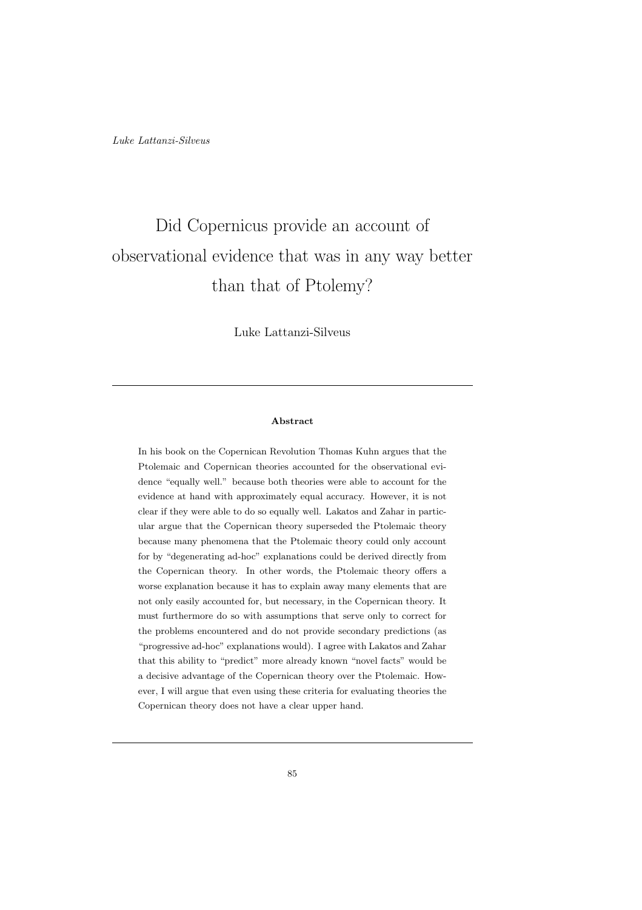# Did Copernicus provide an account of observational evidence that was in any way better than that of Ptolemy?

Luke Lattanzi-Silveus

---

**Abstract**

In his book on the Copernican Revolution Thomas Kuhn argues that the Ptolemaic and Copernican theories accounted for the observational evidence "equally well." because both theories were able to account for the evidence at hand with approximately equal accuracy. However, it is not clear if they were able to do so equally well. Lakatos and Zahar in particular argue that the Copernican theory superseded the Ptolemaic theory because many phenomena that the Ptolemaic theory could only account for by "degenerating ad-hoc" explanations could be derived directly from the Copernican theory. In other words, the Ptolemaic theory offers a worse explanation because it has to explain away many elements that are not only easily accounted for, but necessary, in the Copernican theory. It must furthermore do so with assumptions that serve only to correct for the problems encountered and do not provide secondary predictions (as "progressive ad-hoc" explanations would). I agree with Lakatos and Zahar that this ability to "predict" more already known "novel facts" would be a decisive advantage of the Copernican theory over the Ptolemaic. However, I will argue that even using these criteria for evaluating theories the Copernican theory does not have a clear upper hand.

---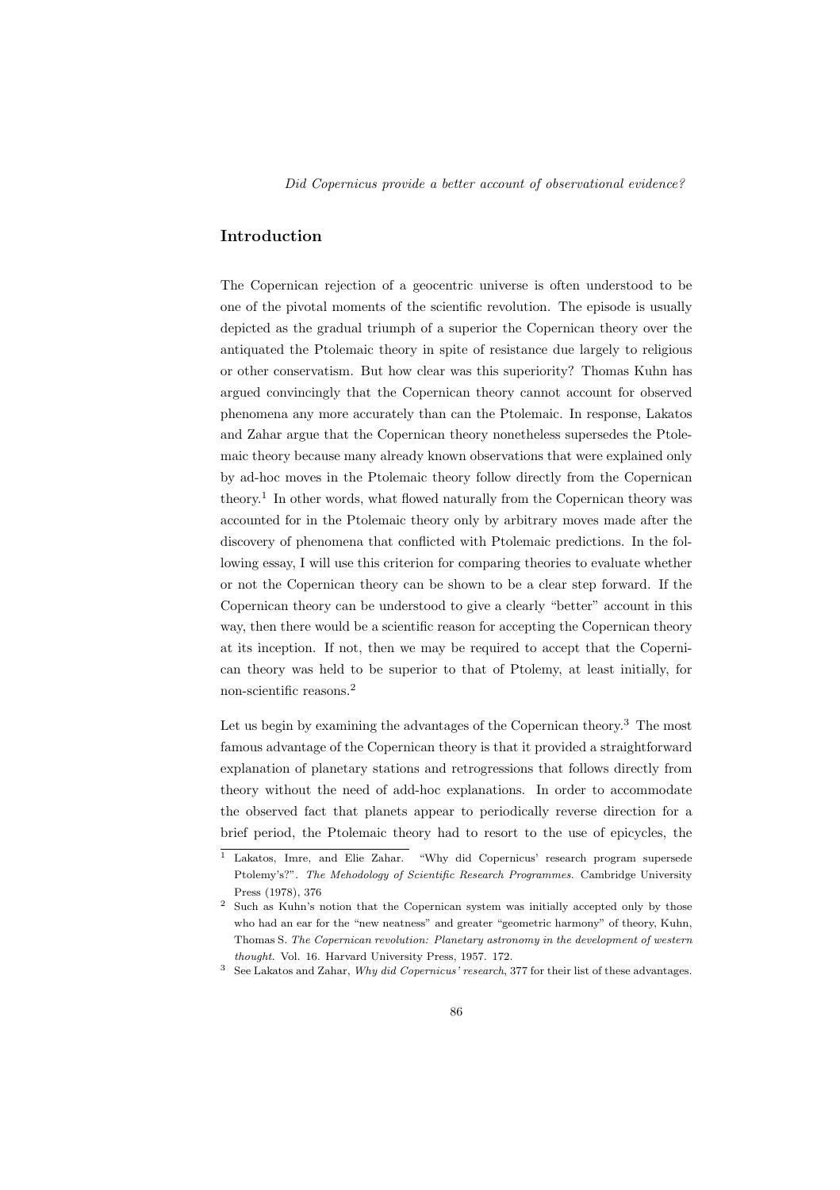## Introduction

The Copernican rejection of a geocentric universe is often understood to be one of the pivotal moments of the scientific revolution. The episode is usually depicted as the gradual triumph of a superior the Copernican theory over the antiquated the Ptolemaic theory in spite of resistance due largely to religious or other conservatism. But how clear was this superiority? Thomas Kuhn has argued convincingly that the Copernican theory cannot account for observed phenomena any more accurately than can the Ptolemaic. In response, Lakatos and Zahar argue that the Copernican theory nonetheless supersedes the Ptolemaic theory because many already known observations that were explained only by ad-hoc moves in the Ptolemaic theory follow directly from the Copernican theory.[1] In other words, what flowed naturally from the Copernican theory was accounted for in the Ptolemaic theory only by arbitrary moves made after the discovery of phenomena that conflicted with Ptolemaic predictions. In the following essay, I will use this criterion for comparing theories to evaluate whether or not the Copernican theory can be shown to be a clear step forward. If the Copernican theory can be understood to give a clearly "better" account in this way, then there would be a scientific reason for accepting the Copernican theory at its inception. If not, then we may be required to accept that the Copernican theory was held to be superior to that of Ptolemy, at least initially, for non-scientific reasons.[2]

Let us begin by examining the advantages of the Copernican theory.[3] The most famous advantage of the Copernican theory is that it provided a straightforward explanation of planetary stations and retrogressions that follows directly from theory without the need of add-hoc explanations. In order to accommodate the observed fact that planets appear to periodically reverse direction for a brief period, the Ptolemaic theory had to resort to the use of epicycles, the

---

[1] Lakatos, Imre, and Elie Zahar. "Why did Copernicus' research program supersede Ptolemy's?". *The Mehodology of Scientific Research Programmes*. Cambridge University Press (1978), 376

[2] Such as Kuhn's notion that the Copernican system was initially accepted only by those who had an ear for the "new neatness" and greater "geometric harmony" of theory, Kuhn, Thomas S. *The Copernican revolution: Planetary astronomy in the development of western thought*. Vol. 16. Harvard University Press, 1957. 172.

[3] See Lakatos and Zahar, *Why did Copernicus' research*, 377 for their list of these advantages.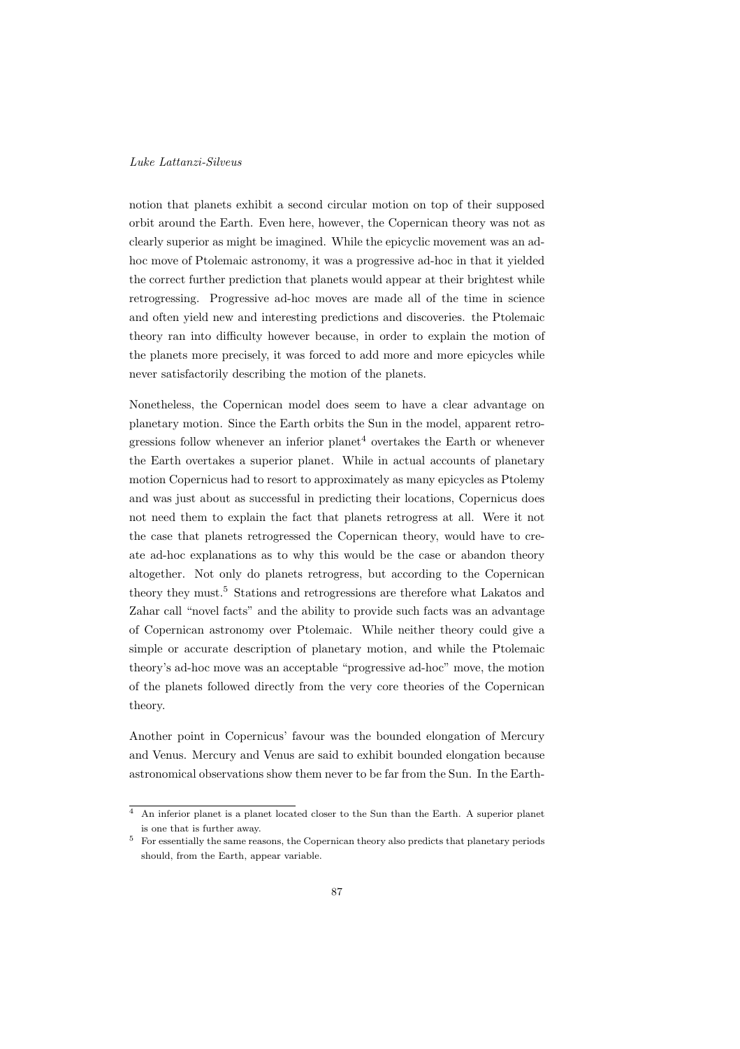notion that planets exhibit a second circular motion on top of their supposed orbit around the Earth. Even here, however, the Copernican theory was not as clearly superior as might be imagined. While the epicyclic movement was an ad-hoc move of Ptolemaic astronomy, it was a progressive ad-hoc in that it yielded the correct further prediction that planets would appear at their brightest while retrogressing. Progressive ad-hoc moves are made all of the time in science and often yield new and interesting predictions and discoveries. the Ptolemaic theory ran into difficulty however because, in order to explain the motion of the planets more precisely, it was forced to add more and more epicycles while never satisfactorily describing the motion of the planets.

Nonetheless, the Copernican model does seem to have a clear advantage on planetary motion. Since the Earth orbits the Sun in the model, apparent retrogressions follow whenever an inferior planet[4] overtakes the Earth or whenever the Earth overtakes a superior planet. While in actual accounts of planetary motion Copernicus had to resort to approximately as many epicycles as Ptolemy and was just about as successful in predicting their locations, Copernicus does not need them to explain the fact that planets retrogress at all. Were it not the case that planets retrogressed the Copernican theory, would have to create ad-hoc explanations as to why this would be the case or abandon theory altogether. Not only do planets retrogress, but according to the Copernican theory they must.[5] Stations and retrogressions are therefore what Lakatos and Zahar call "novel facts" and the ability to provide such facts was an advantage of Copernican astronomy over Ptolemaic. While neither theory could give a simple or accurate description of planetary motion, and while the Ptolemaic theory's ad-hoc move was an acceptable "progressive ad-hoc" move, the motion of the planets followed directly from the very core theories of the Copernican theory.

Another point in Copernicus' favour was the bounded elongation of Mercury and Venus. Mercury and Venus are said to exhibit bounded elongation because astronomical observations show them never to be far from the Sun. In the Earth-

---

[4] An inferior planet is a planet located closer to the Sun than the Earth. A superior planet is one that is further away.

[5] For essentially the same reasons, the Copernican theory also predicts that planetary periods should, from the Earth, appear variable.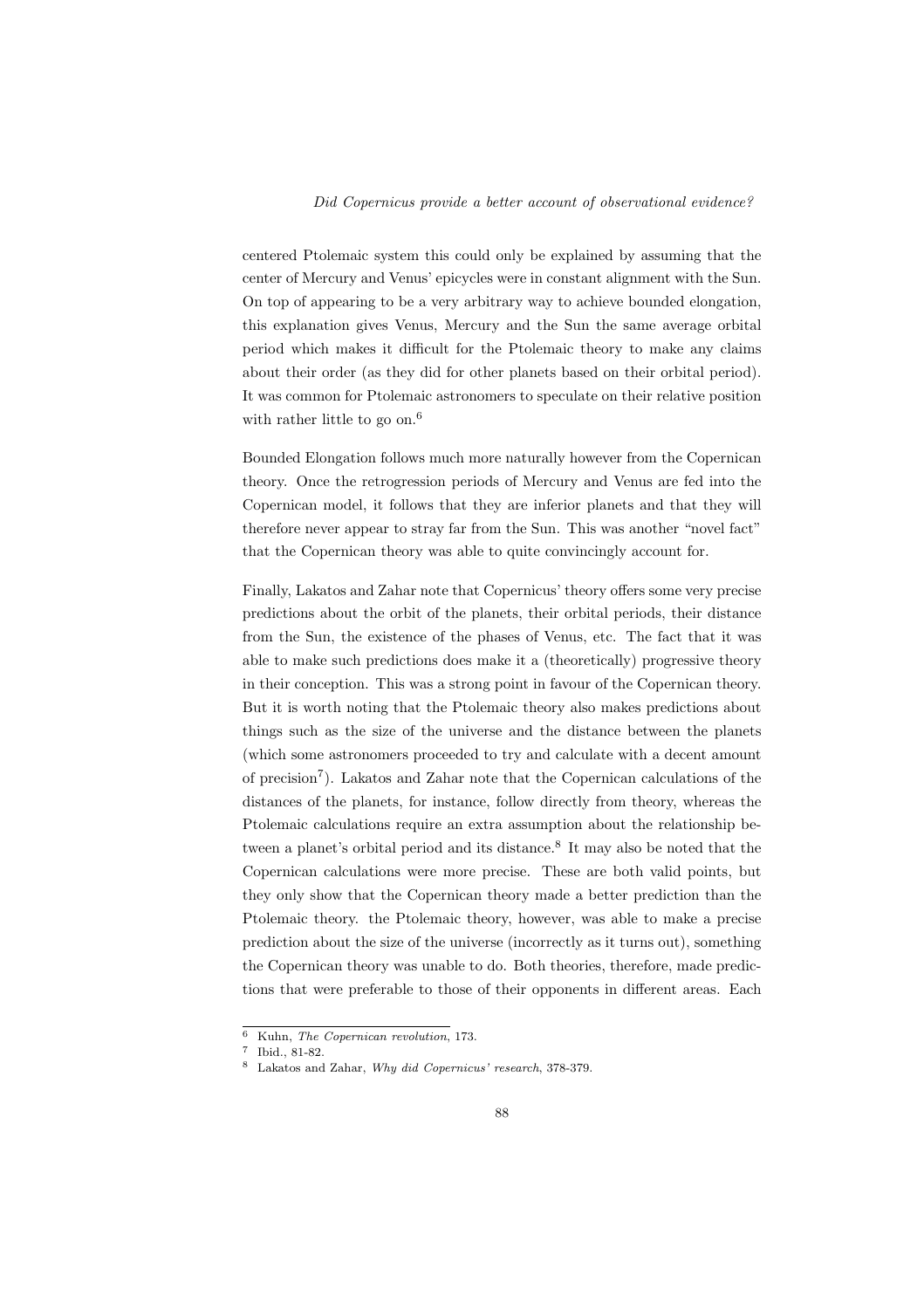centered Ptolemaic system this could only be explained by assuming that the center of Mercury and Venus' epicycles were in constant alignment with the Sun. On top of appearing to be a very arbitrary way to achieve bounded elongation, this explanation gives Venus, Mercury and the Sun the same average orbital period which makes it difficult for the Ptolemaic theory to make any claims about their order (as they did for other planets based on their orbital period). It was common for Ptolemaic astronomers to speculate on their relative position with rather little to go on.[6]

Bounded Elongation follows much more naturally however from the Copernican theory. Once the retrogression periods of Mercury and Venus are fed into the Copernican model, it follows that they are inferior planets and that they will therefore never appear to stray far from the Sun. This was another "novel fact" that the Copernican theory was able to quite convincingly account for.

Finally, Lakatos and Zahar note that Copernicus' theory offers some very precise predictions about the orbit of the planets, their orbital periods, their distance from the Sun, the existence of the phases of Venus, etc. The fact that it was able to make such predictions does make it a (theoretically) progressive theory in their conception. This was a strong point in favour of the Copernican theory. But it is worth noting that the Ptolemaic theory also makes predictions about things such as the size of the universe and the distance between the planets (which some astronomers proceeded to try and calculate with a decent amount of precision[7]). Lakatos and Zahar note that the Copernican calculations of the distances of the planets, for instance, follow directly from theory, whereas the Ptolemaic calculations require an extra assumption about the relationship between a planet's orbital period and its distance.[8] It may also be noted that the Copernican calculations were more precise. These are both valid points, but they only show that the Copernican theory made a better prediction than the Ptolemaic theory. the Ptolemaic theory, however, was able to make a precise prediction about the size of the universe (incorrectly as it turns out), something the Copernican theory was unable to do. Both theories, therefore, made predictions that were preferable to those of their opponents in different areas. Each

---

[6] Kuhn, *The Copernican revolution*, 173.

[7] Ibid., 81-82.

[8] Lakatos and Zahar, *Why did Copernicus' research*, 378-379.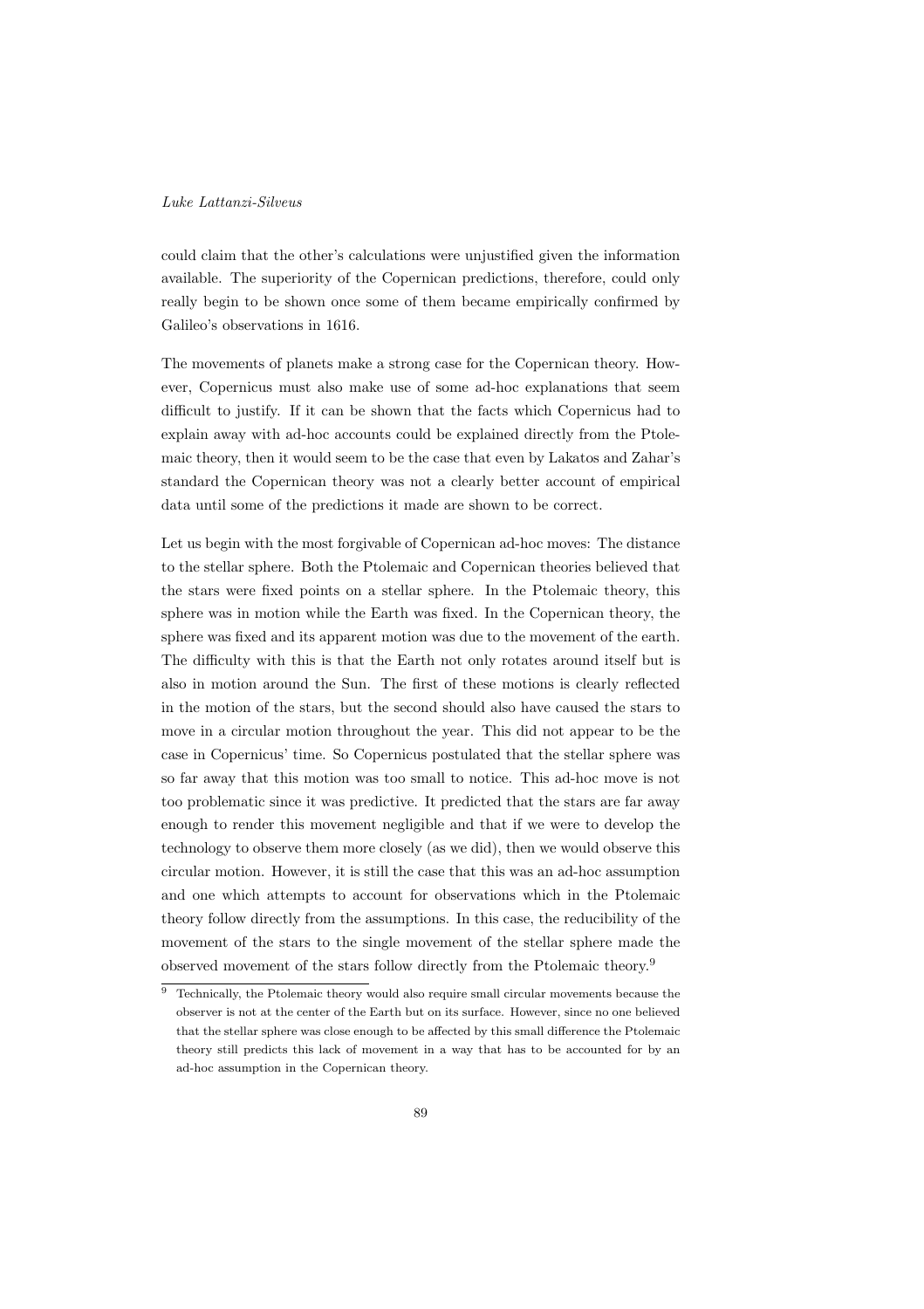could claim that the other's calculations were unjustified given the information available. The superiority of the Copernican predictions, therefore, could only really begin to be shown once some of them became empirically confirmed by Galileo's observations in 1616.

The movements of planets make a strong case for the Copernican theory. However, Copernicus must also make use of some ad-hoc explanations that seem difficult to justify. If it can be shown that the facts which Copernicus had to explain away with ad-hoc accounts could be explained directly from the Ptolemaic theory, then it would seem to be the case that even by Lakatos and Zahar's standard the Copernican theory was not a clearly better account of empirical data until some of the predictions it made are shown to be correct.

Let us begin with the most forgivable of Copernican ad-hoc moves: The distance to the stellar sphere. Both the Ptolemaic and Copernican theories believed that the stars were fixed points on a stellar sphere. In the Ptolemaic theory, this sphere was in motion while the Earth was fixed. In the Copernican theory, the sphere was fixed and its apparent motion was due to the movement of the earth. The difficulty with this is that the Earth not only rotates around itself but is also in motion around the Sun. The first of these motions is clearly reflected in the motion of the stars, but the second should also have caused the stars to move in a circular motion throughout the year. This did not appear to be the case in Copernicus' time. So Copernicus postulated that the stellar sphere was so far away that this motion was too small to notice. This ad-hoc move is not too problematic since it was predictive. It predicted that the stars are far away enough to render this movement negligible and that if we were to develop the technology to observe them more closely (as we did), then we would observe this circular motion. However, it is still the case that this was an ad-hoc assumption and one which attempts to account for observations which in the Ptolemaic theory follow directly from the assumptions. In this case, the reducibility of the movement of the stars to the single movement of the stellar sphere made the observed movement of the stars follow directly from the Ptolemaic theory.[9]

[9] Technically, the Ptolemaic theory would also require small circular movements because the observer is not at the center of the Earth but on its surface. However, since no one believed that the stellar sphere was close enough to be affected by this small difference the Ptolemaic theory still predicts this lack of movement in a way that has to be accounted for by an ad-hoc assumption in the Copernican theory.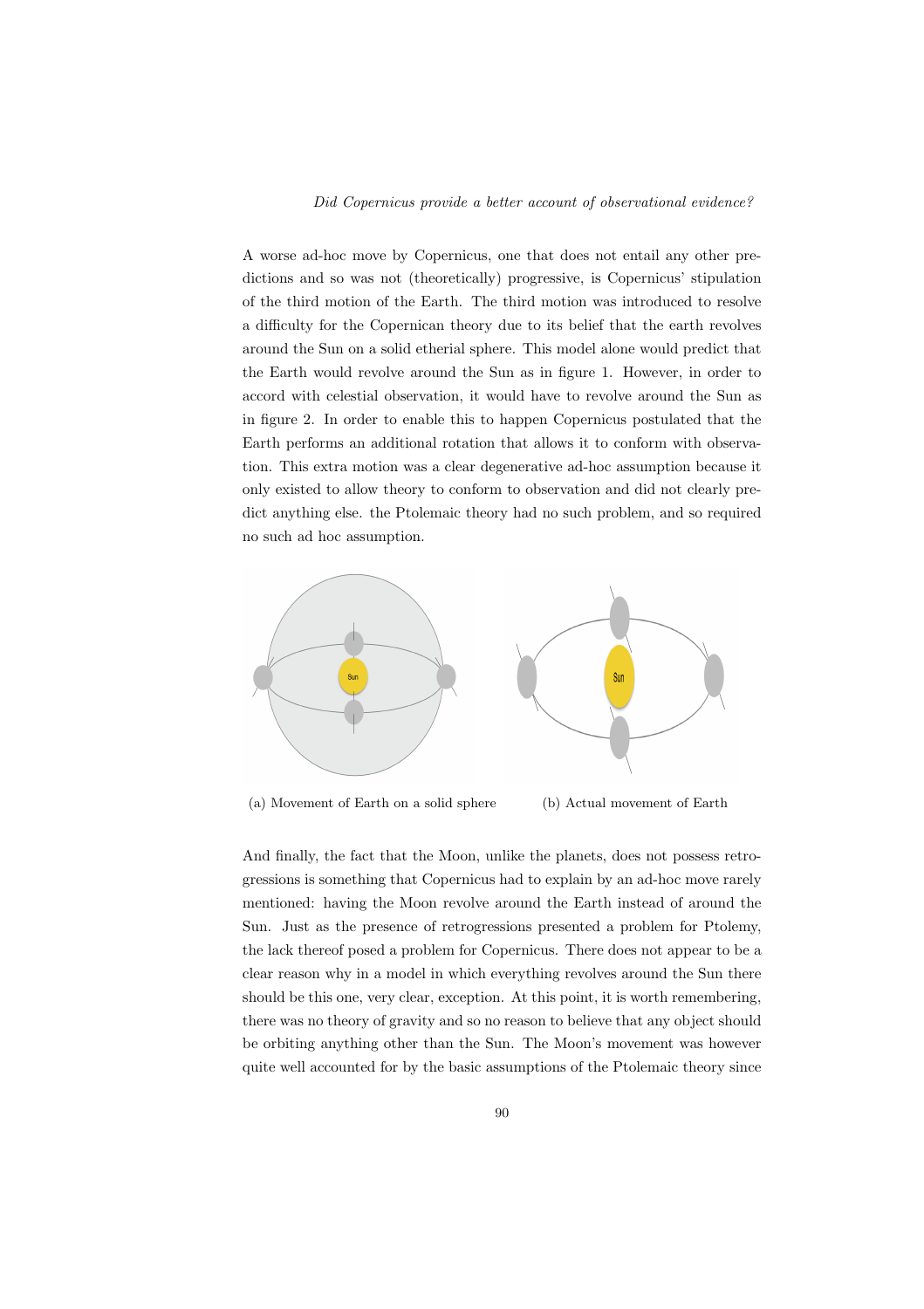A worse ad-hoc move by Copernicus, one that does not entail any other predictions and so was not (theoretically) progressive, is Copernicus' stipulation of the third motion of the Earth. The third motion was introduced to resolve a difficulty for the Copernican theory due to its belief that the earth revolves around the Sun on a solid etherial sphere. This model alone would predict that the Earth would revolve around the Sun as in figure 1. However, in order to accord with celestial observation, it would have to revolve around the Sun as in figure 2. In order to enable this to happen Copernicus postulated that the Earth performs an additional rotation that allows it to conform with observation. This extra motion was a clear degenerative ad-hoc assumption because it only existed to allow theory to conform to observation and did not clearly predict anything else. the Ptolemaic theory had no such problem, and so required no such ad hoc assumption.

(a) Movement of Earth on a solid sphere

(b) Actual movement of Earth

And finally, the fact that the Moon, unlike the planets, does not possess retrogressions is something that Copernicus had to explain by an ad-hoc move rarely mentioned: having the Moon revolve around the Earth instead of around the Sun. Just as the presence of retrogressions presented a problem for Ptolemy, the lack thereof posed a problem for Copernicus. There does not appear to be a clear reason why in a model in which everything revolves around the Sun there should be this one, very clear, exception. At this point, it is worth remembering, there was no theory of gravity and so no reason to believe that any object should be orbiting anything other than the Sun. The Moon's movement was however quite well accounted for by the basic assumptions of the Ptolemaic theory since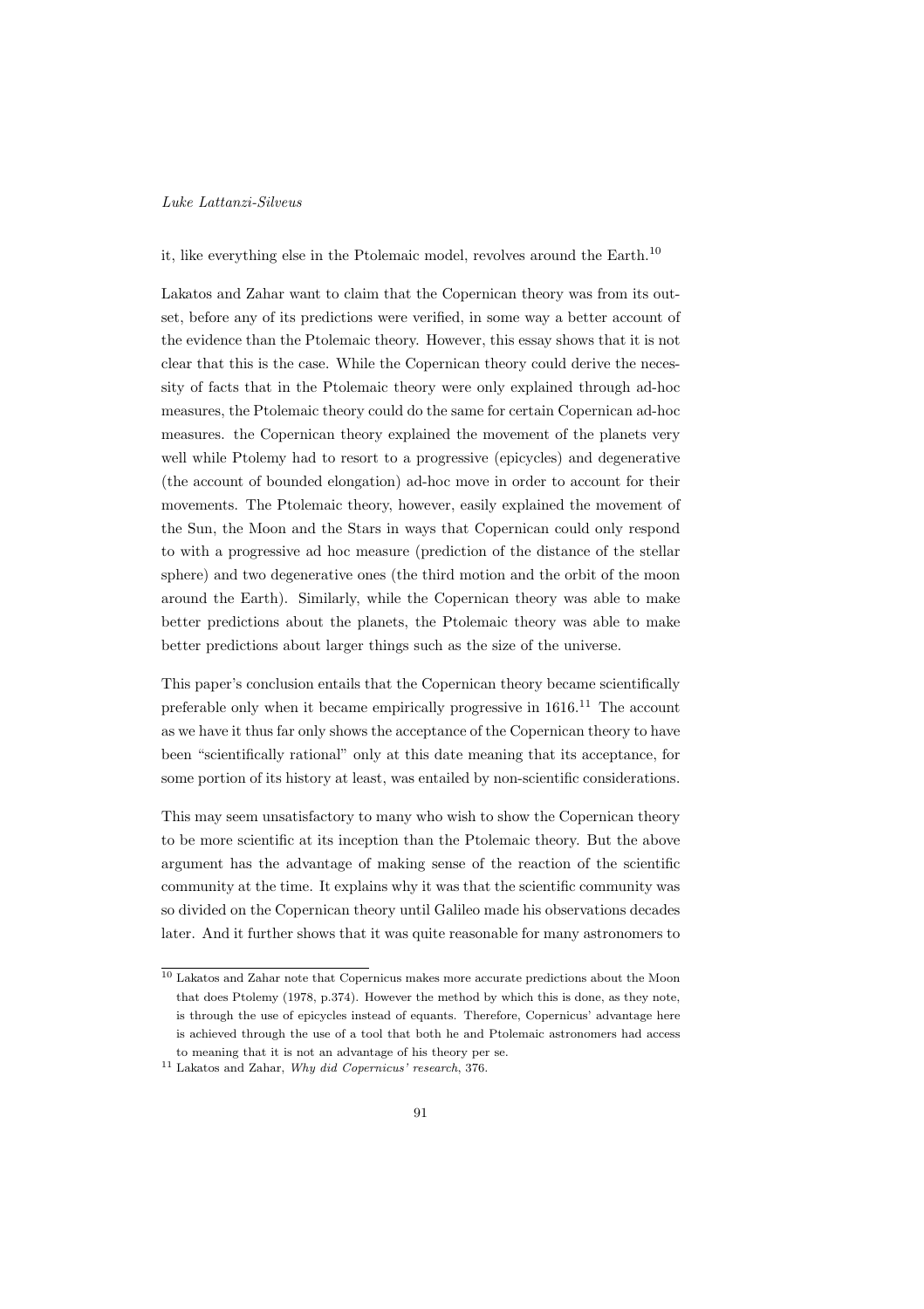it, like everything else in the Ptolemaic model, revolves around the Earth.[10]

Lakatos and Zahar want to claim that the Copernican theory was from its outset, before any of its predictions were verified, in some way a better account of the evidence than the Ptolemaic theory. However, this essay shows that it is not clear that this is the case. While the Copernican theory could derive the necessity of facts that in the Ptolemaic theory were only explained through ad-hoc measures, the Ptolemaic theory could do the same for certain Copernican ad-hoc measures. the Copernican theory explained the movement of the planets very well while Ptolemy had to resort to a progressive (epicycles) and degenerative (the account of bounded elongation) ad-hoc move in order to account for their movements. The Ptolemaic theory, however, easily explained the movement of the Sun, the Moon and the Stars in ways that Copernican could only respond to with a progressive ad hoc measure (prediction of the distance of the stellar sphere) and two degenerative ones (the third motion and the orbit of the moon around the Earth). Similarly, while the Copernican theory was able to make better predictions about the planets, the Ptolemaic theory was able to make better predictions about larger things such as the size of the universe.

This paper's conclusion entails that the Copernican theory became scientifically preferable only when it became empirically progressive in 1616.[11] The account as we have it thus far only shows the acceptance of the Copernican theory to have been "scientifically rational" only at this date meaning that its acceptance, for some portion of its history at least, was entailed by non-scientific considerations.

This may seem unsatisfactory to many who wish to show the Copernican theory to be more scientific at its inception than the Ptolemaic theory. But the above argument has the advantage of making sense of the reaction of the scientific community at the time. It explains why it was that the scientific community was so divided on the Copernican theory until Galileo made his observations decades later. And it further shows that it was quite reasonable for many astronomers to

---

[10] Lakatos and Zahar note that Copernicus makes more accurate predictions about the Moon that does Ptolemy (1978, p.374). However the method by which this is done, as they note, is through the use of epicycles instead of equants. Therefore, Copernicus' advantage here is achieved through the use of a tool that both he and Ptolemaic astronomers had access to meaning that it is not an advantage of his theory per se.

[11] Lakatos and Zahar, *Why did Copernicus' research*, 376.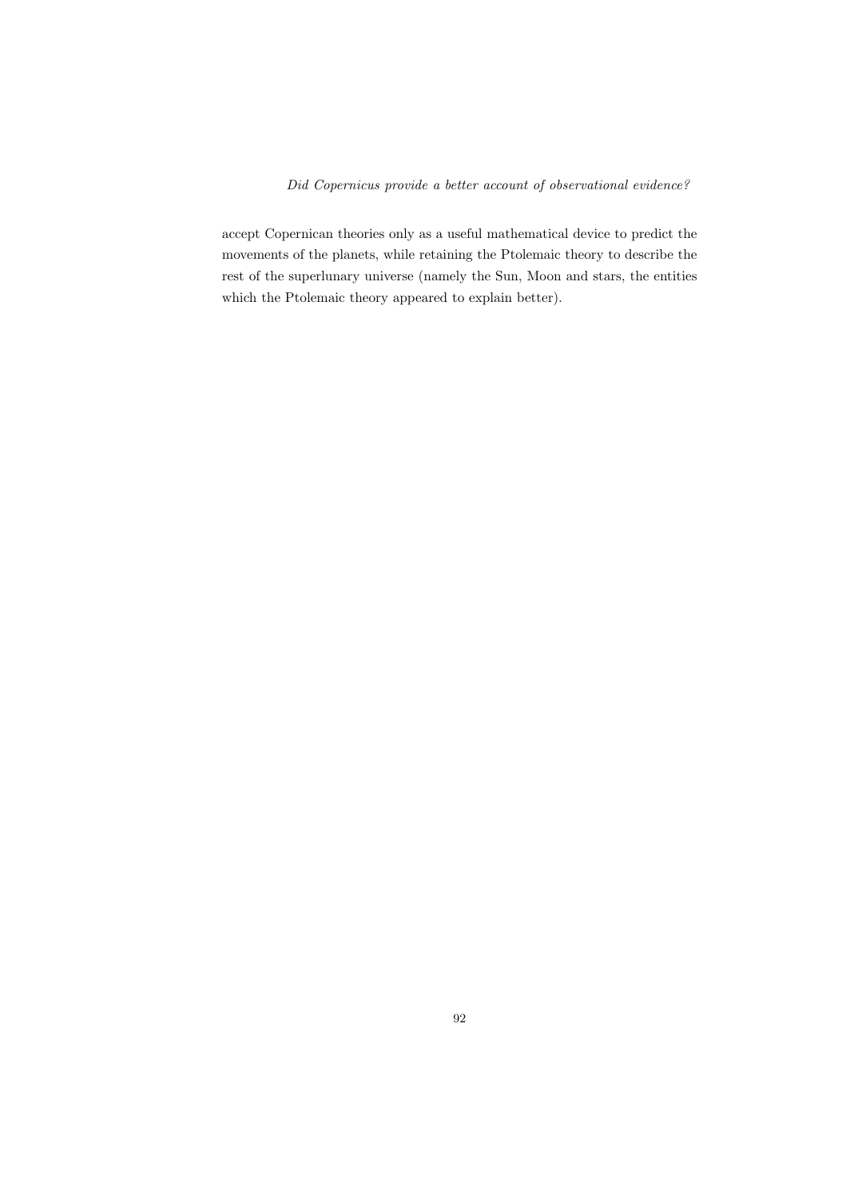accept Copernican theories only as a useful mathematical device to predict the movements of the planets, while retaining the Ptolemaic theory to describe the rest of the superlunary universe (namely the Sun, Moon and stars, the entities which the Ptolemaic theory appeared to explain better).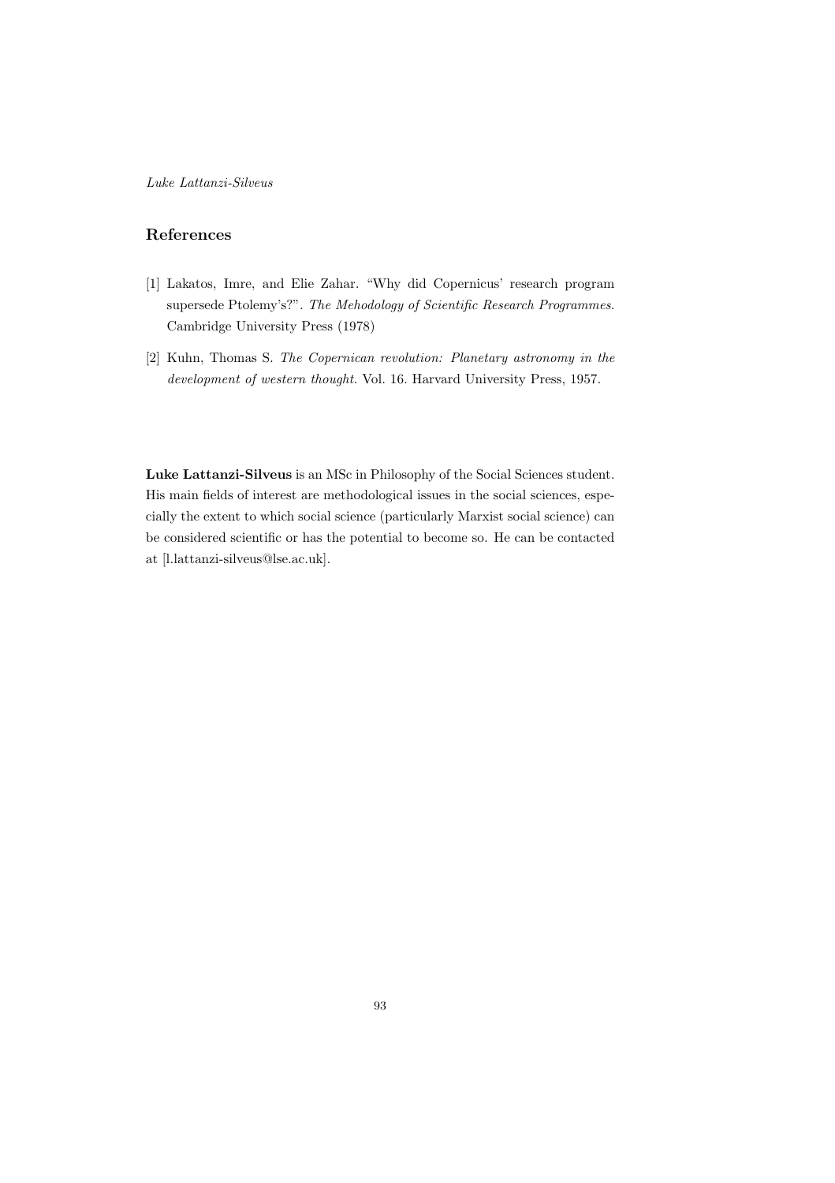## References

[1] Lakatos, Imre, and Elie Zahar. "Why did Copernicus' research program supersede Ptolemy's?". *The Mehodology of Scientific Research Programmes.* Cambridge University Press (1978)

[2] Kuhn, Thomas S. *The Copernican revolution: Planetary astronomy in the development of western thought.* Vol. 16. Harvard University Press, 1957.

**Luke Lattanzi-Silveus** is an MSc in Philosophy of the Social Sciences student. His main fields of interest are methodological issues in the social sciences, especially the extent to which social science (particularly Marxist social science) can be considered scientific or has the potential to become so. He can be contacted at [l.lattanzi-silveus@lse.ac.uk].